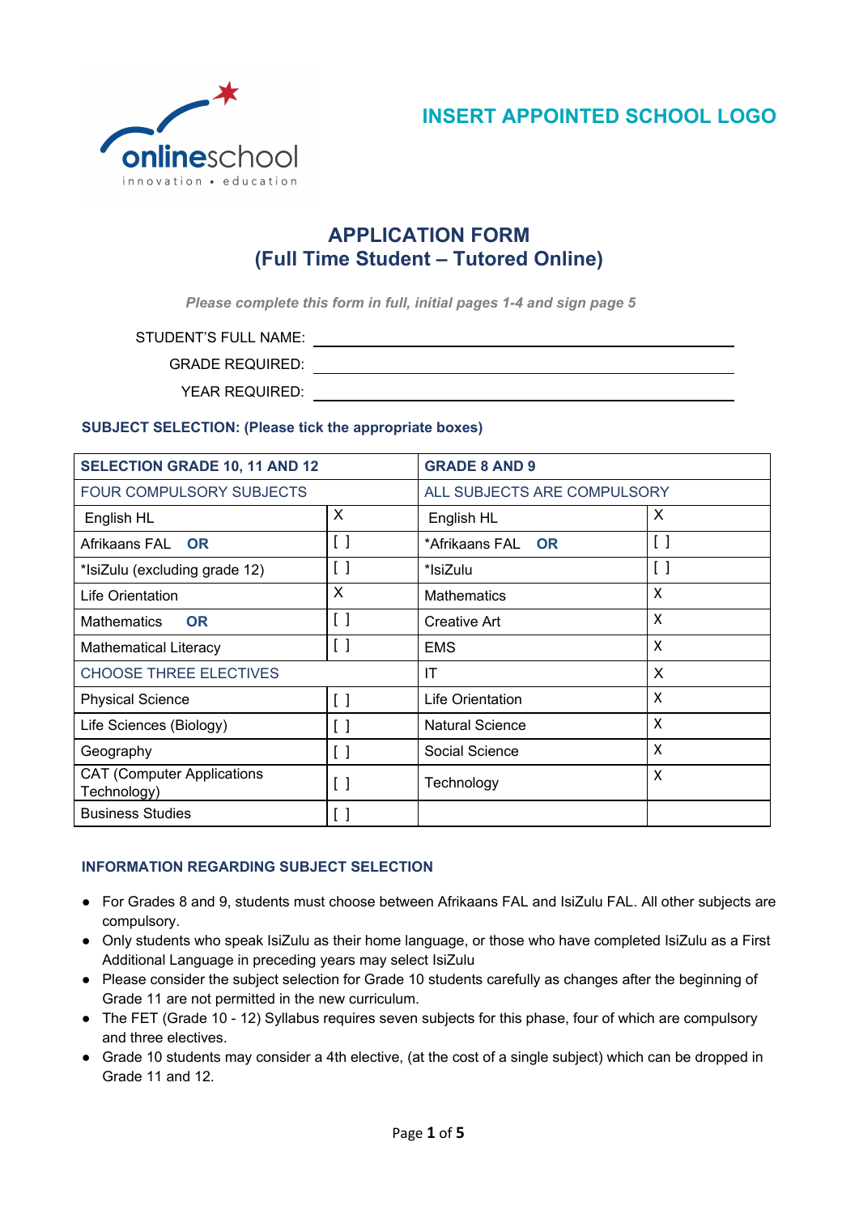INSERT APPOINTED SCHOOL LOGO

# APPLICATION FORM
## (Full Time Student – Tutored Online)

*Please complete this form in full, initial pages 1-4 and sign page 5*

STUDENT'S FULL NAME: ______________________________

GRADE REQUIRED: ______________________________

YEAR REQUIRED: ______________________________

### SUBJECT SELECTION: (Please tick the appropriate boxes)

| SELECTION GRADE 10, 11 AND 12 | | GRADE 8 AND 9 | |
|---|---|---|---|
| FOUR COMPULSORY SUBJECTS | | ALL SUBJECTS ARE COMPULSORY | |
| English HL | X | English HL | X |
| Afrikaans FAL **OR** | [ ] | *Afrikaans FAL **OR** | [ ] |
| *IsiZulu (excluding grade 12) | [ ] | *IsiZulu | [ ] |
| Life Orientation | X | Mathematics | X |
| Mathematics **OR** | [ ] | Creative Art | X |
| Mathematical Literacy | [ ] | EMS | X |
| CHOOSE THREE ELECTIVES | | IT | X |
| Physical Science | [ ] | Life Orientation | X |
| Life Sciences (Biology) | [ ] | Natural Science | X |
| Geography | [ ] | Social Science | X |
| CAT (Computer Applications Technology) | [ ] | Technology | X |
| Business Studies | [ ] | | |

### INFORMATION REGARDING SUBJECT SELECTION

- For Grades 8 and 9, students must choose between Afrikaans FAL and IsiZulu FAL. All other subjects are compulsory.
- Only students who speak IsiZulu as their home language, or those who have completed IsiZulu as a First Additional Language in preceding years may select IsiZulu
- Please consider the subject selection for Grade 10 students carefully as changes after the beginning of Grade 11 are not permitted in the new curriculum.
- The FET (Grade 10 - 12) Syllabus requires seven subjects for this phase, four of which are compulsory and three electives.
- Grade 10 students may consider a 4th elective, (at the cost of a single subject) which can be dropped in Grade 11 and 12.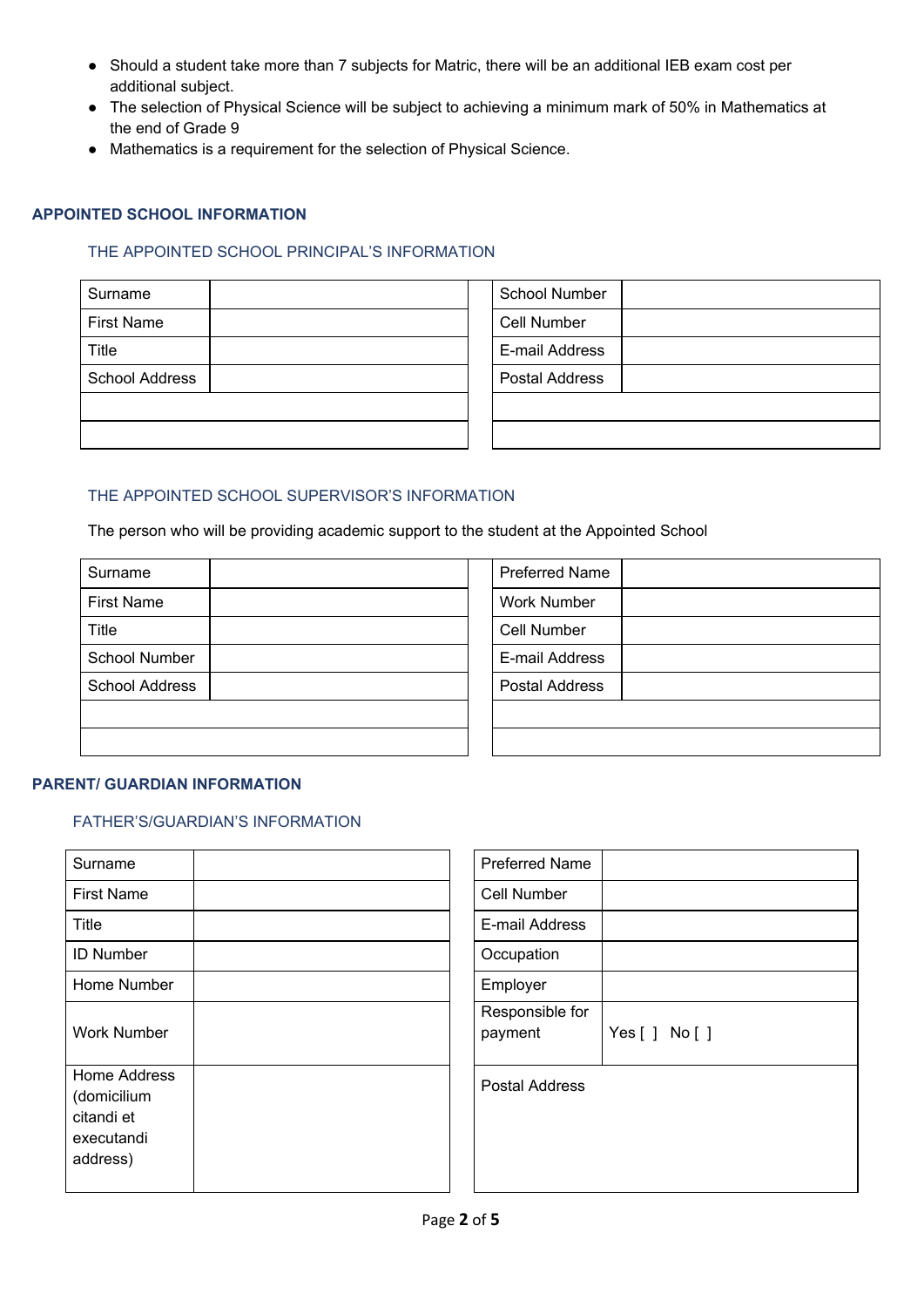- Should a student take more than 7 subjects for Matric, there will be an additional IEB exam cost per additional subject.
- The selection of Physical Science will be subject to achieving a minimum mark of 50% in Mathematics at the end of Grade 9
- Mathematics is a requirement for the selection of Physical Science.

## APPOINTED SCHOOL INFORMATION

### THE APPOINTED SCHOOL PRINCIPAL'S INFORMATION

| Surname | |
|---|---|
| First Name | |
| Title | |
| School Address | |
| | |
| | |

| School Number | |
|---|---|
| Cell Number | |
| E-mail Address | |
| Postal Address | |
| | |
| | |

### THE APPOINTED SCHOOL SUPERVISOR'S INFORMATION

The person who will be providing academic support to the student at the Appointed School

| Surname | |
|---|---|
| First Name | |
| Title | |
| School Number | |
| School Address | |
| | |
| | |

| Preferred Name | |
|---|---|
| Work Number | |
| Cell Number | |
| E-mail Address | |
| Postal Address | |
| | |
| | |

## PARENT/ GUARDIAN INFORMATION

### FATHER'S/GUARDIAN'S INFORMATION

| Surname | |
|---|---|
| First Name | |
| Title | |
| ID Number | |
| Home Number | |
| Work Number | |
| Home Address (domicilium citandi et executandi address) | |

| Preferred Name | |
|---|---|
| Cell Number | |
| E-mail Address | |
| Occupation | |
| Employer | |
| Responsible for payment | Yes [ ] No [ ] |
| Postal Address | |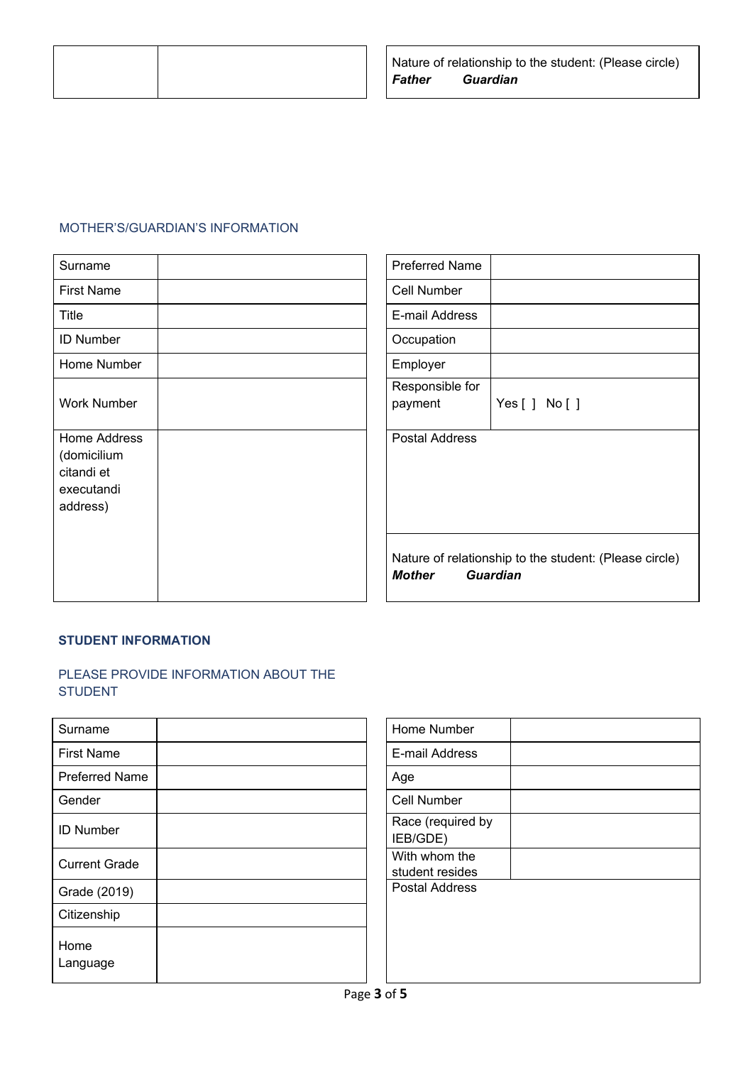| | |
|---|---|
| | |

Nature of relationship to the student: (Please circle)
***Father*** ***Guardian***

MOTHER'S/GUARDIAN'S INFORMATION

| | |
|---|---|
| Surname | |
| First Name | |
| Title | |
| ID Number | |
| Home Number | |
| Work Number | |
| Home Address (domicilium citandi et executandi address) | |

| | |
|---|---|
| Preferred Name | |
| Cell Number | |
| E-mail Address | |
| Occupation | |
| Employer | |
| Responsible for payment | Yes [ ] No [ ] |
| Postal Address | |

Nature of relationship to the student: (Please circle)
***Mother*** ***Guardian***

**STUDENT INFORMATION**

PLEASE PROVIDE INFORMATION ABOUT THE STUDENT

| | |
|---|---|
| Surname | |
| First Name | |
| Preferred Name | |
| Gender | |
| ID Number | |
| Current Grade | |
| Grade (2019) | |
| Citizenship | |
| Home Language | |

| | |
|---|---|
| Home Number | |
| E-mail Address | |
| Age | |
| Cell Number | |
| Race (required by IEB/GDE) | |
| With whom the student resides | |
| Postal Address | |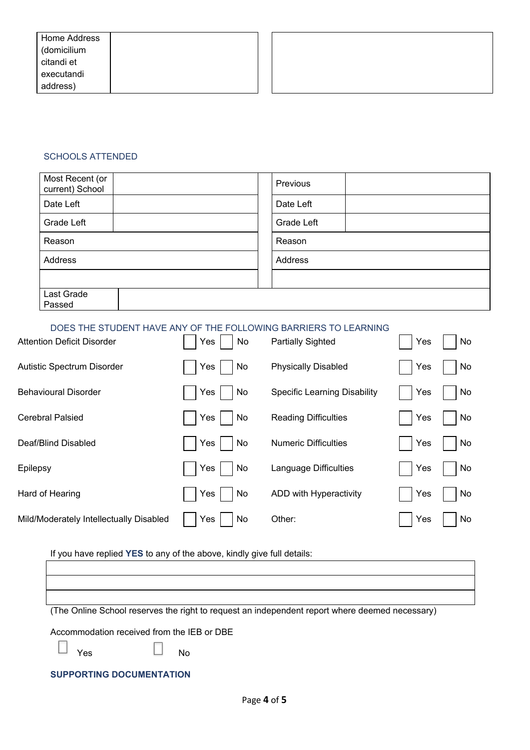| Home Address (domicilium citandi et executandi address) | | |
|---|---|---|

## SCHOOLS ATTENDED

| Most Recent (or current) School | | Previous | |
|---|---|---|---|
| Date Left | | Date Left | |
| Grade Left | | Grade Left | |
| Reason | | Reason | |
| Address | | Address | |
| | | | |
| Last Grade Passed | | | |

## DOES THE STUDENT HAVE ANY OF THE FOLLOWING BARRIERS TO LEARNING

| Barrier | Yes | No | Barrier | Yes | No |
|---|---|---|---|---|---|
| Attention Deficit Disorder | ☐ Yes | ☐ No | Partially Sighted | ☐ Yes | ☐ No |
| Autistic Spectrum Disorder | ☐ Yes | ☐ No | Physically Disabled | ☐ Yes | ☐ No |
| Behavioural Disorder | ☐ Yes | ☐ No | Specific Learning Disability | ☐ Yes | ☐ No |
| Cerebral Palsied | ☐ Yes | ☐ No | Reading Difficulties | ☐ Yes | ☐ No |
| Deaf/Blind Disabled | ☐ Yes | ☐ No | Numeric Difficulties | ☐ Yes | ☐ No |
| Epilepsy | ☐ Yes | ☐ No | Language Difficulties | ☐ Yes | ☐ No |
| Hard of Hearing | ☐ Yes | ☐ No | ADD with Hyperactivity | ☐ Yes | ☐ No |
| Mild/Moderately Intellectually Disabled | ☐ Yes | ☐ No | Other: | ☐ Yes | ☐ No |

If you have replied **YES** to any of the above, kindly give full details:

| |
|---|
| |
| |

(The Online School reserves the right to request an independent report where deemed necessary)

Accommodation received from the IEB or DBE

☐ Yes ☐ No

## SUPPORTING DOCUMENTATION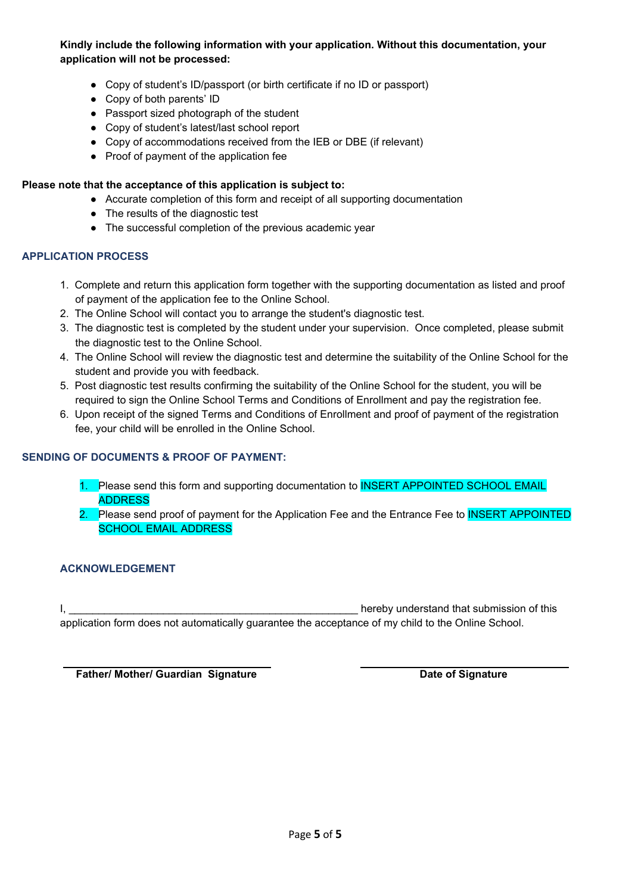**Kindly include the following information with your application. Without this documentation, your application will not be processed:**

- Copy of student's ID/passport (or birth certificate if no ID or passport)
- Copy of both parents' ID
- Passport sized photograph of the student
- Copy of student's latest/last school report
- Copy of accommodations received from the IEB or DBE (if relevant)
- Proof of payment of the application fee

**Please note that the acceptance of this application is subject to:**

- Accurate completion of this form and receipt of all supporting documentation
- The results of the diagnostic test
- The successful completion of the previous academic year

### APPLICATION PROCESS

1. Complete and return this application form together with the supporting documentation as listed and proof of payment of the application fee to the Online School.
2. The Online School will contact you to arrange the student's diagnostic test.
3. The diagnostic test is completed by the student under your supervision. Once completed, please submit the diagnostic test to the Online School.
4. The Online School will review the diagnostic test and determine the suitability of the Online School for the student and provide you with feedback.
5. Post diagnostic test results confirming the suitability of the Online School for the student, you will be required to sign the Online School Terms and Conditions of Enrollment and pay the registration fee.
6. Upon receipt of the signed Terms and Conditions of Enrollment and proof of payment of the registration fee, your child will be enrolled in the Online School.

### SENDING OF DOCUMENTS & PROOF OF PAYMENT:

1. Please send this form and supporting documentation to INSERT APPOINTED SCHOOL EMAIL ADDRESS
2. Please send proof of payment for the Application Fee and the Entrance Fee to INSERT APPOINTED SCHOOL EMAIL ADDRESS

### ACKNOWLEDGEMENT

I, ________________________________________________ hereby understand that submission of this application form does not automatically guarantee the acceptance of my child to the Online School.

| | |
|---|---|
| ______________________________ | ______________________________ |
| **Father/ Mother/ Guardian Signature** | **Date of Signature** |